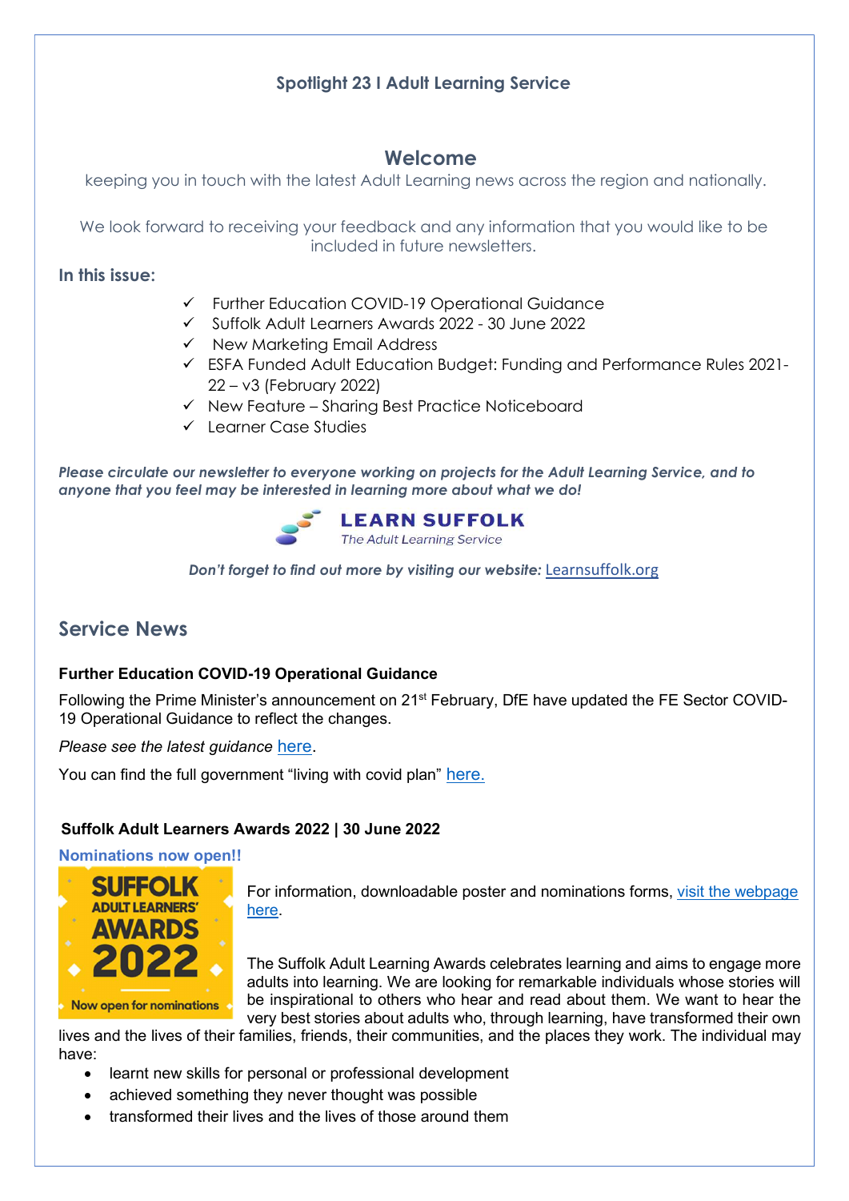## Spotlight 23 I Adult Learning Service

# Welcome

keeping you in touch with the latest Adult Learning news across the region and nationally.

We look forward to receiving your feedback and any information that you would like to be included in future newsletters.

**In this issue:**

- ✓ Further Education COVID-19 Operational Guidance
- ✓ Suffolk Adult Learners Awards 2022 - 30 June 2022
- ✓ New Marketing Email Address
- ✓ ESFA Funded Adult Education Budget: Funding and Performance Rules 2021-22 – v3 (February 2022)
- ✓ New Feature – Sharing Best Practice Noticeboard
- ✓ Learner Case Studies

***Please circulate our newsletter to everyone working on projects for the Adult Learning Service, and to anyone that you feel may be interested in learning more about what we do!***

**LEARN SUFFOLK**
*The Adult Learning Service*

***Don't forget to find out more by visiting our website:*** Learnsuffolk.org

## Service News

### Further Education COVID-19 Operational Guidance

Following the Prime Minister's announcement on 21st February, DfE have updated the FE Sector COVID-19 Operational Guidance to reflect the changes.

*Please see the latest guidance* here.

You can find the full government "living with covid plan" here.

### Suffolk Adult Learners Awards 2022 | 30 June 2022

**Nominations now open!!**

SUFFOLK ADULT LEARNERS' AWARDS 2022 – Now open for nominations

For information, downloadable poster and nominations forms, visit the webpage here.

The Suffolk Adult Learning Awards celebrates learning and aims to engage more adults into learning. We are looking for remarkable individuals whose stories will be inspirational to others who hear and read about them. We want to hear the very best stories about adults who, through learning, have transformed their own lives and the lives of their families, friends, their communities, and the places they work. The individual may have:

- learnt new skills for personal or professional development
- achieved something they never thought was possible
- transformed their lives and the lives of those around them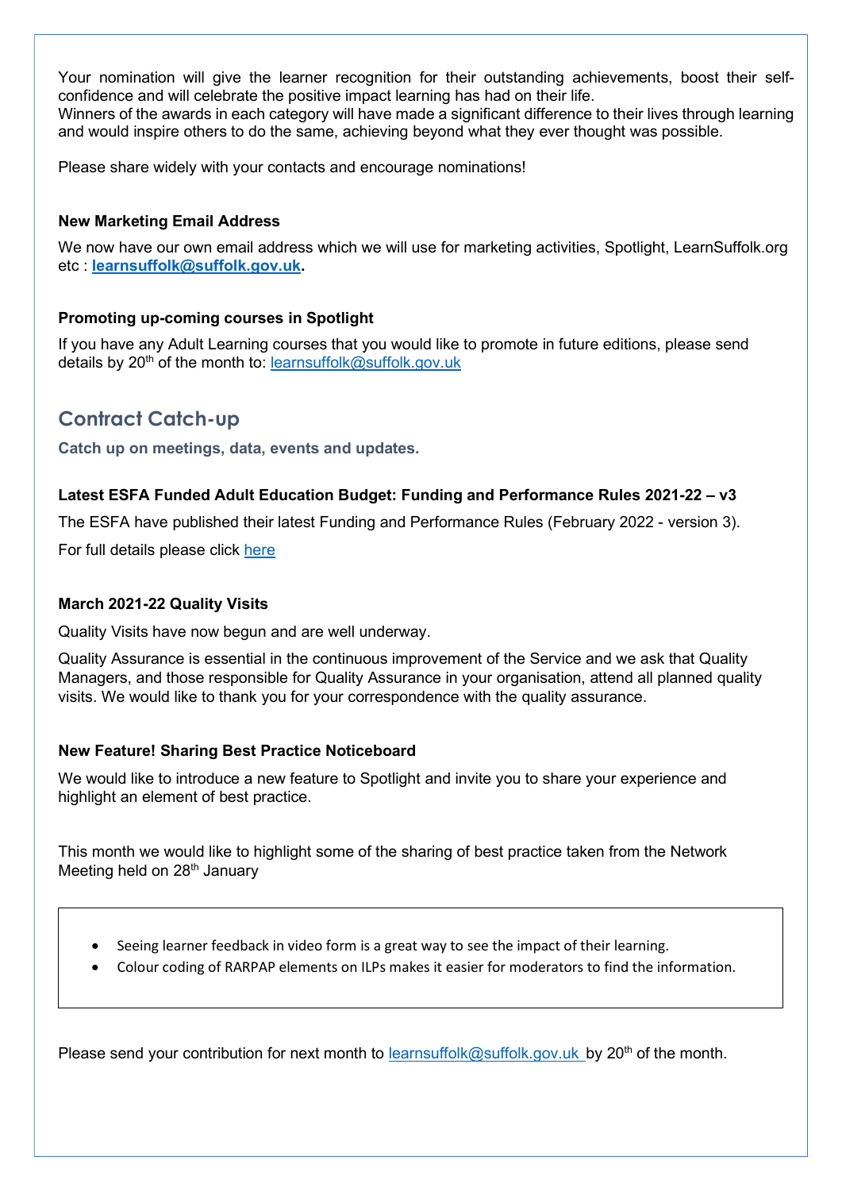Your nomination will give the learner recognition for their outstanding achievements, boost their self-confidence and will celebrate the positive impact learning has had on their life.
Winners of the awards in each category will have made a significant difference to their lives through learning and would inspire others to do the same, achieving beyond what they ever thought was possible.

Please share widely with your contacts and encourage nominations!

### New Marketing Email Address

We now have our own email address which we will use for marketing activities, Spotlight, LearnSuffolk.org etc : **learnsuffolk@suffolk.gov.uk.**

### Promoting up-coming courses in Spotlight

If you have any Adult Learning courses that you would like to promote in future editions, please send details by 20th of the month to: learnsuffolk@suffolk.gov.uk

## Contract Catch-up

**Catch up on meetings, data, events and updates.**

### Latest ESFA Funded Adult Education Budget: Funding and Performance Rules 2021-22 – v3

The ESFA have published their latest Funding and Performance Rules (February 2022 - version 3).

For full details please click here

### March 2021-22 Quality Visits

Quality Visits have now begun and are well underway.

Quality Assurance is essential in the continuous improvement of the Service and we ask that Quality Managers, and those responsible for Quality Assurance in your organisation, attend all planned quality visits. We would like to thank you for your correspondence with the quality assurance.

### New Feature! Sharing Best Practice Noticeboard

We would like to introduce a new feature to Spotlight and invite you to share your experience and highlight an element of best practice.

This month we would like to highlight some of the sharing of best practice taken from the Network Meeting held on 28th January

- Seeing learner feedback in video form is a great way to see the impact of their learning.
- Colour coding of RARPAP elements on ILPs makes it easier for moderators to find the information.

Please send your contribution for next month to learnsuffolk@suffolk.gov.uk by 20th of the month.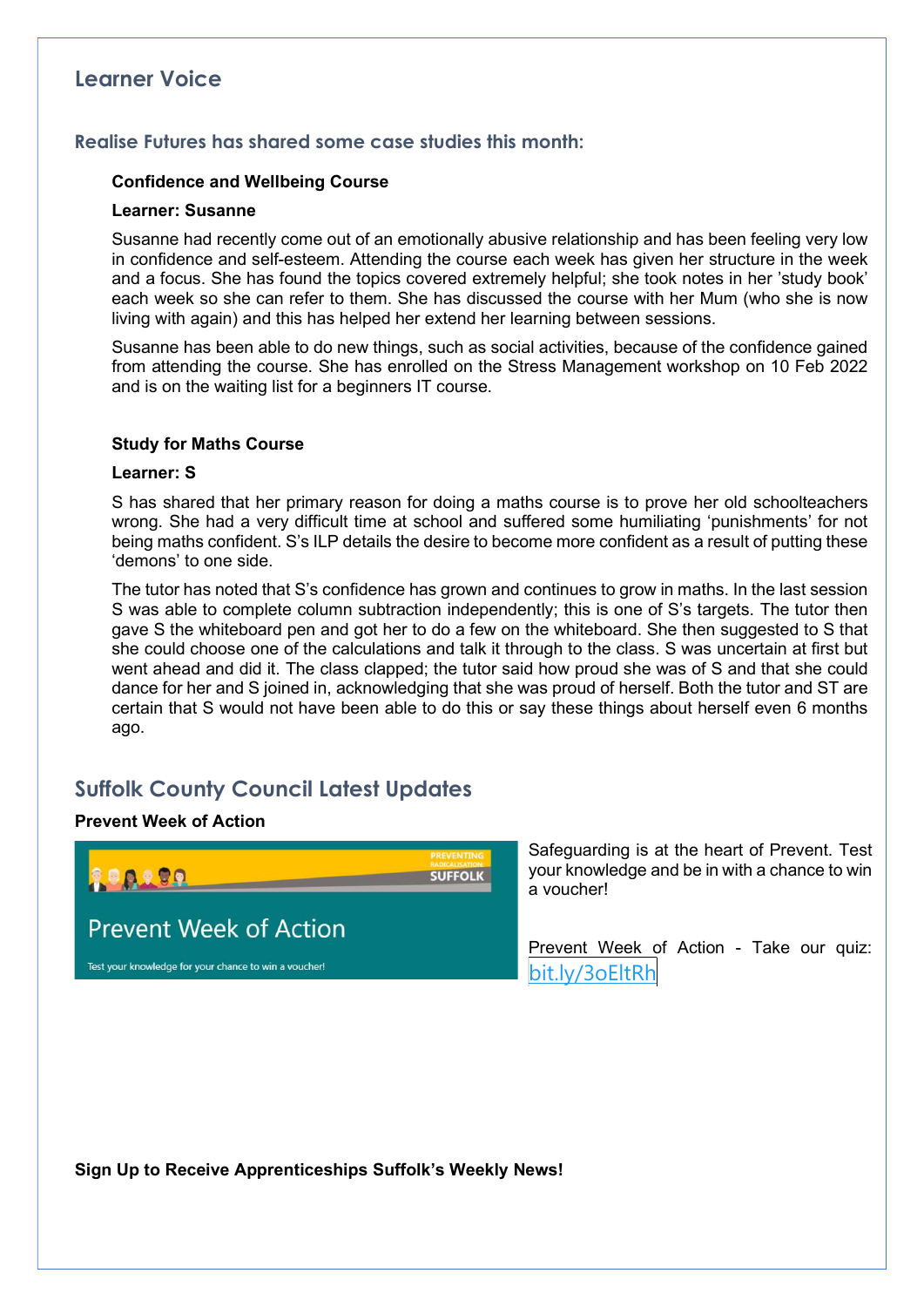## Learner Voice

### Realise Futures has shared some case studies this month:

**Confidence and Wellbeing Course**

**Learner: Susanne**

Susanne had recently come out of an emotionally abusive relationship and has been feeling very low in confidence and self-esteem. Attending the course each week has given her structure in the week and a focus. She has found the topics covered extremely helpful; she took notes in her 'study book' each week so she can refer to them. She has discussed the course with her Mum (who she is now living with again) and this has helped her extend her learning between sessions.

Susanne has been able to do new things, such as social activities, because of the confidence gained from attending the course. She has enrolled on the Stress Management workshop on 10 Feb 2022 and is on the waiting list for a beginners IT course.

**Study for Maths Course**

**Learner: S**

S has shared that her primary reason for doing a maths course is to prove her old schoolteachers wrong. She had a very difficult time at school and suffered some humiliating 'punishments' for not being maths confident. S's ILP details the desire to become more confident as a result of putting these 'demons' to one side.

The tutor has noted that S's confidence has grown and continues to grow in maths. In the last session S was able to complete column subtraction independently; this is one of S's targets. The tutor then gave S the whiteboard pen and got her to do a few on the whiteboard. She then suggested to S that she could choose one of the calculations and talk it through to the class. S was uncertain at first but went ahead and did it. The class clapped; the tutor said how proud she was of S and that she could dance for her and S joined in, acknowledging that she was proud of herself. Both the tutor and ST are certain that S would not have been able to do this or say these things about herself even 6 months ago.

## Suffolk County Council Latest Updates

**Prevent Week of Action**

PREVENTING RADICALISATION SUFFOLK

Prevent Week of Action

Test your knowledge for your chance to win a voucher!

Safeguarding is at the heart of Prevent. Test your knowledge and be in with a chance to win a voucher!

Prevent Week of Action - Take our quiz: bit.ly/3oEltRh

**Sign Up to Receive Apprenticeships Suffolk's Weekly News!**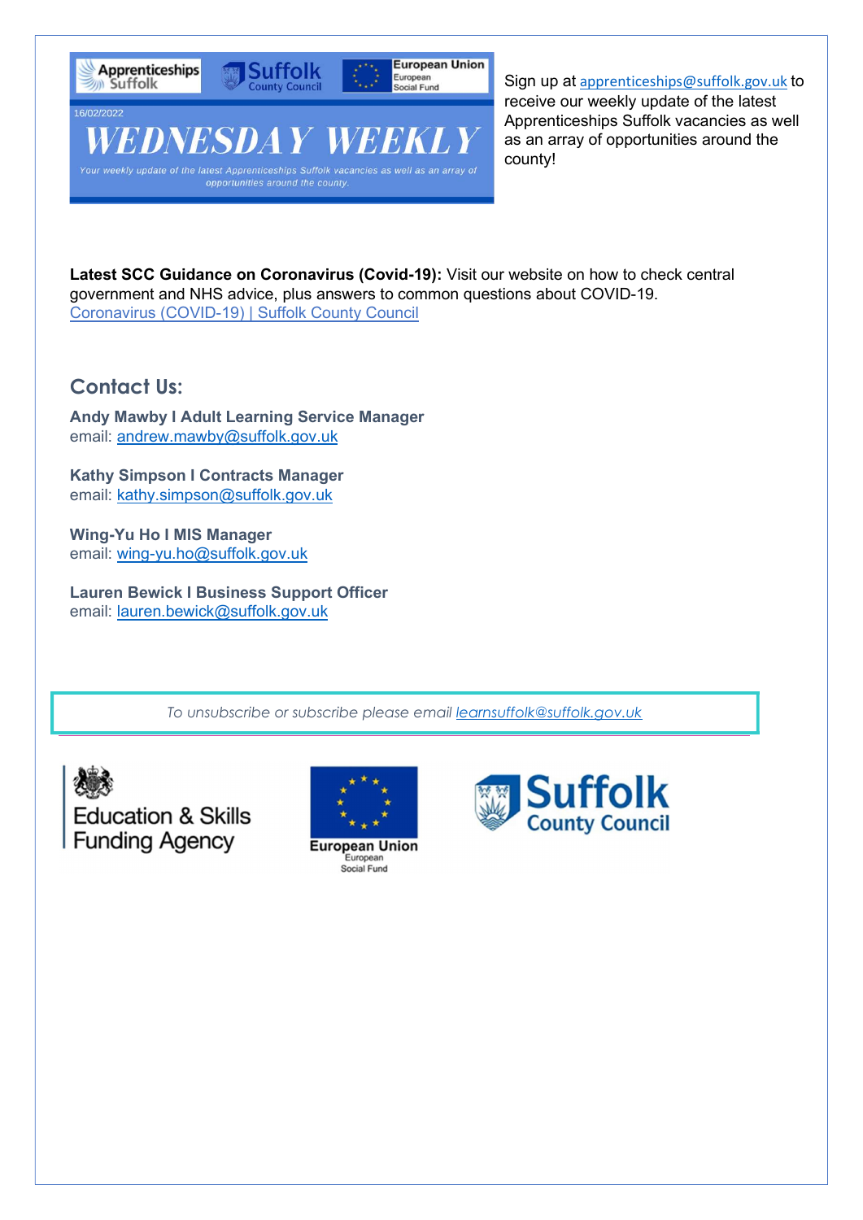16/02/2022

# WEDNESDAY WEEKLY

*Your weekly update of the latest Apprenticeships Suffolk vacancies as well as an array of opportunities around the county.*

Sign up at apprenticeships@suffolk.gov.uk to receive our weekly update of the latest Apprenticeships Suffolk vacancies as well as an array of opportunities around the county!

**Latest SCC Guidance on Coronavirus (Covid-19):** Visit our website on how to check central government and NHS advice, plus answers to common questions about COVID-19. Coronavirus (COVID-19) | Suffolk County Council

## Contact Us:

**Andy Mawby I Adult Learning Service Manager**
email: andrew.mawby@suffolk.gov.uk

**Kathy Simpson I Contracts Manager**
email: kathy.simpson@suffolk.gov.uk

**Wing-Yu Ho I MIS Manager**
email: wing-yu.ho@suffolk.gov.uk

**Lauren Bewick I Business Support Officer**
email: lauren.bewick@suffolk.gov.uk

*To unsubscribe or subscribe please email learnsuffolk@suffolk.gov.uk*